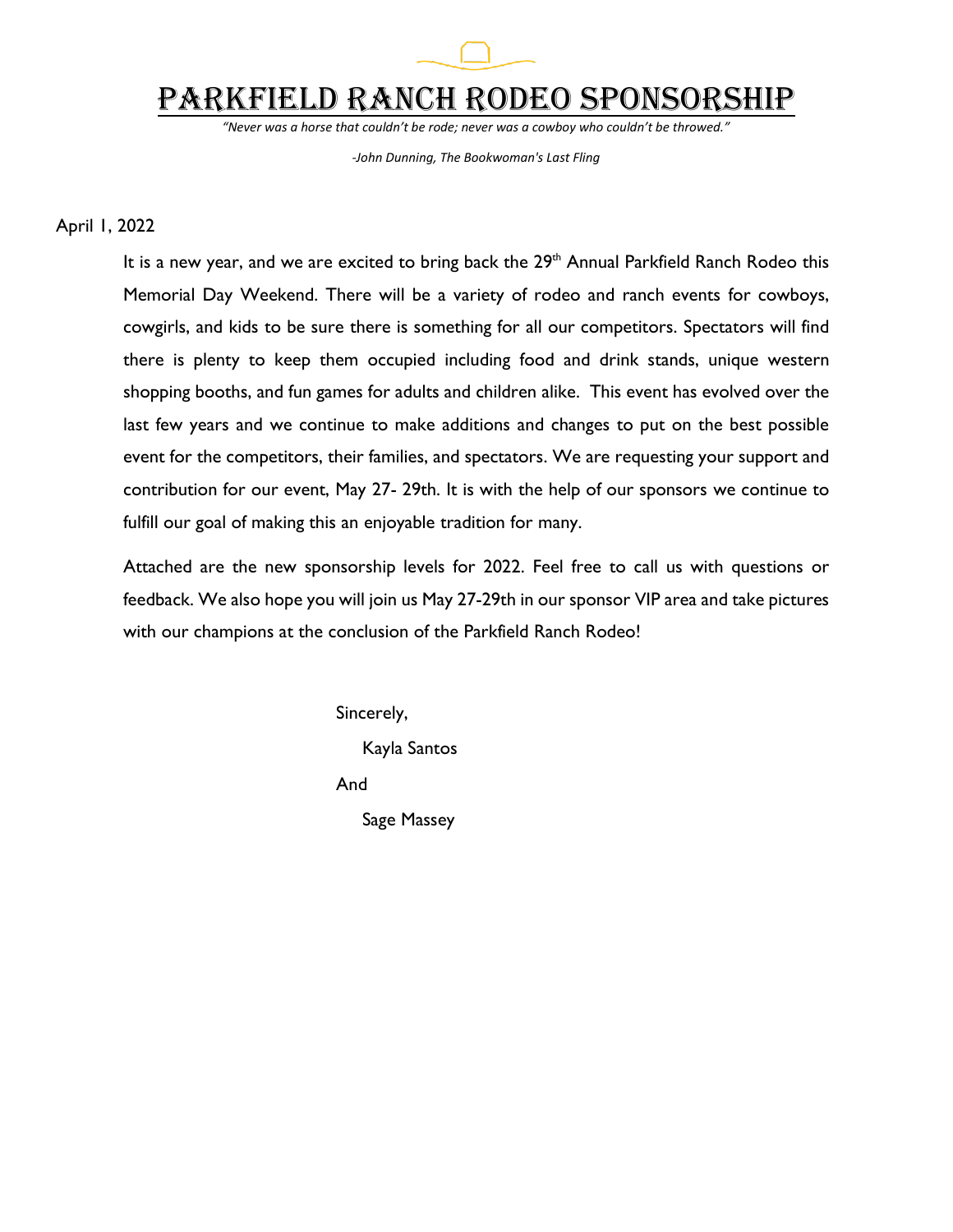# Parkfield Ranch Rodeo Sponsorship

*"Never was a horse that couldn't be rode; never was a cowboy who couldn't be throwed."*

*-John Dunning, The Bookwoman's Last Fling*

April 1, 2022

It is a new year, and we are excited to bring back the 29th Annual Parkfield Ranch Rodeo this Memorial Day Weekend. There will be a variety of rodeo and ranch events for cowboys, cowgirls, and kids to be sure there is something for all our competitors. Spectators will find there is plenty to keep them occupied including food and drink stands, unique western shopping booths, and fun games for adults and children alike. This event has evolved over the last few years and we continue to make additions and changes to put on the best possible event for the competitors, their families, and spectators. We are requesting your support and contribution for our event, May 27- 29th. It is with the help of our sponsors we continue to fulfill our goal of making this an enjoyable tradition for many.

Attached are the new sponsorship levels for 2022. Feel free to call us with questions or feedback. We also hope you will join us May 27-29th in our sponsor VIP area and take pictures with our champions at the conclusion of the Parkfield Ranch Rodeo!

Sincerely,

Kayla Santos

And

Sage Massey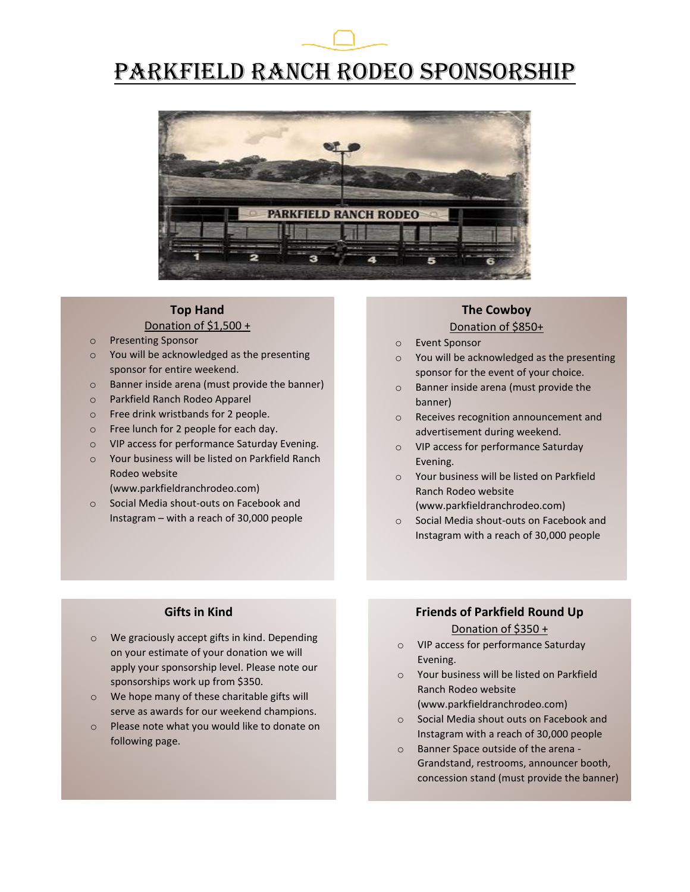# Parkfield Ranch Rodeo Sponsorship

### Top Hand

Donation of $1,500 +

- Presenting Sponsor
- You will be acknowledged as the presenting sponsor for entire weekend.
- Banner inside arena (must provide the banner)
- Parkfield Ranch Rodeo Apparel
- Free drink wristbands for 2 people.
- Free lunch for 2 people for each day.
- VIP access for performance Saturday Evening.
- Your business will be listed on Parkfield Ranch Rodeo website (www.parkfieldranchrodeo.com)
- Social Media shout-outs on Facebook and Instagram – with a reach of 30,000 people

### The Cowboy

Donation of $850+

- Event Sponsor
- You will be acknowledged as the presenting sponsor for the event of your choice.
- Banner inside arena (must provide the banner)
- Receives recognition announcement and advertisement during weekend.
- VIP access for performance Saturday Evening.
- Your business will be listed on Parkfield Ranch Rodeo website (www.parkfieldranchrodeo.com)
- Social Media shout-outs on Facebook and Instagram with a reach of 30,000 people

### Gifts in Kind

- We graciously accept gifts in kind. Depending on your estimate of your donation we will apply your sponsorship level. Please note our sponsorships work up from $350.
- We hope many of these charitable gifts will serve as awards for our weekend champions.
- Please note what you would like to donate on following page.

### Friends of Parkfield Round Up

Donation of $350 +

- VIP access for performance Saturday Evening.
- Your business will be listed on Parkfield Ranch Rodeo website (www.parkfieldranchrodeo.com)
- Social Media shout outs on Facebook and Instagram with a reach of 30,000 people
- Banner Space outside of the arena - Grandstand, restrooms, announcer booth, concession stand (must provide the banner)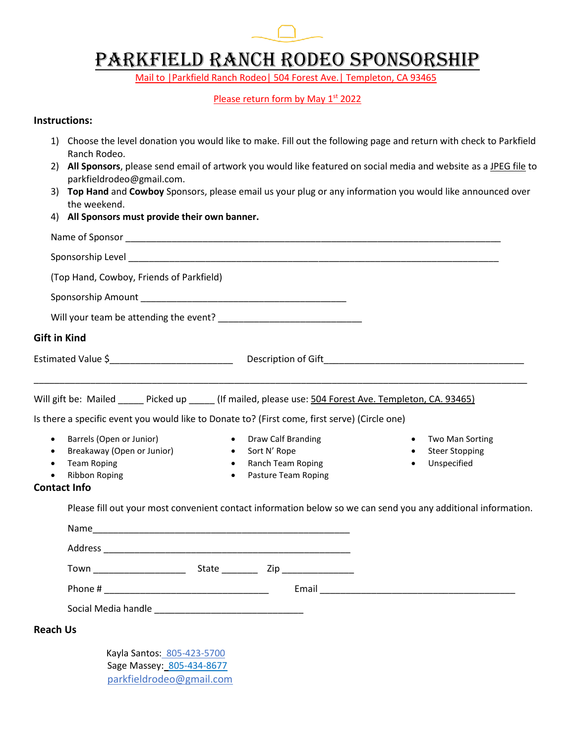# Parkfield Ranch Rodeo Sponsorship

Mail to |Parkfield Ranch Rodeo| 504 Forest Ave.| Templeton, CA 93465

Please return form by May 1st 2022

**Instructions:**

1) Choose the level donation you would like to make. Fill out the following page and return with check to Parkfield Ranch Rodeo.
2) **All Sponsors**, please send email of artwork you would like featured on social media and website as a JPEG file to parkfieldrodeo@gmail.com.
3) **Top Hand** and **Cowboy** Sponsors, please email us your plug or any information you would like announced over the weekend.
4) **All Sponsors must provide their own banner.**

Name of Sponsor ___________________________________________________________________________

Sponsorship Level __________________________________________________________________________

(Top Hand, Cowboy, Friends of Parkfield)

Sponsorship Amount _________________________________________

Will your team be attending the event? _____________________________

**Gift in Kind**

Estimated Value $________________________ Description of Gift________________________________________

____________________________________________________________________________________________________

Will gift be: Mailed _____ Picked up _____ (If mailed, please use: 504 Forest Ave. Templeton, CA. 93465)

Is there a specific event you would like to Donate to? (First come, first serve) (Circle one)

- Barrels (Open or Junior)
- Breakaway (Open or Junior)
- Team Roping
- Ribbon Roping
- Draw Calf Branding
- Sort N' Rope
- Ranch Team Roping
- Pasture Team Roping
- Two Man Sorting
- Steer Stopping
- Unspecified

**Contact Info**

Please fill out your most convenient contact information below so we can send you any additional information.

Name____________________________________________________

Address __________________________________________________

Town __________________ State _______ Zip ______________

Phone # _________________________________ Email _______________________________________

Social Media handle ______________________________

**Reach Us**

Kayla Santos: 805-423-5700
Sage Massey: 805-434-8677
parkfieldrodeo@gmail.com